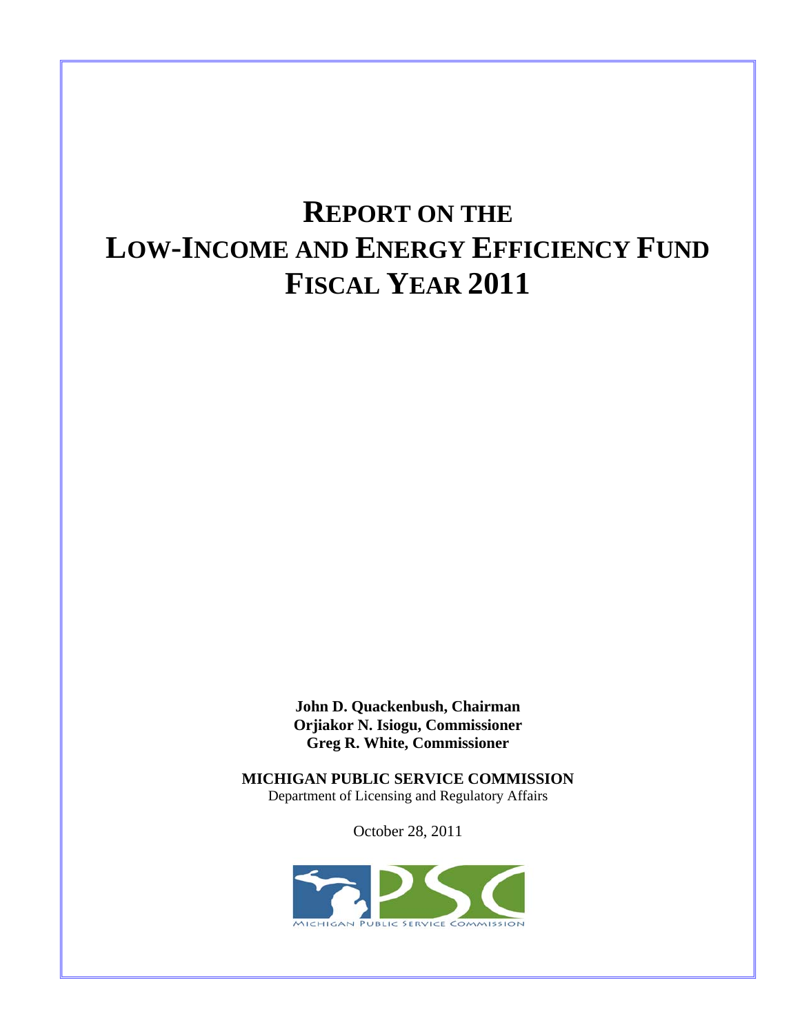# REPORT ON THE LOW-INCOME AND ENERGY EFFICIENCY FUND FISCAL YEAR 2011

**John D. Quackenbush, Chairman**
**Orjiakor N. Isiogu, Commissioner**
**Greg R. White, Commissioner**

**MICHIGAN PUBLIC SERVICE COMMISSION**
Department of Licensing and Regulatory Affairs

October 28, 2011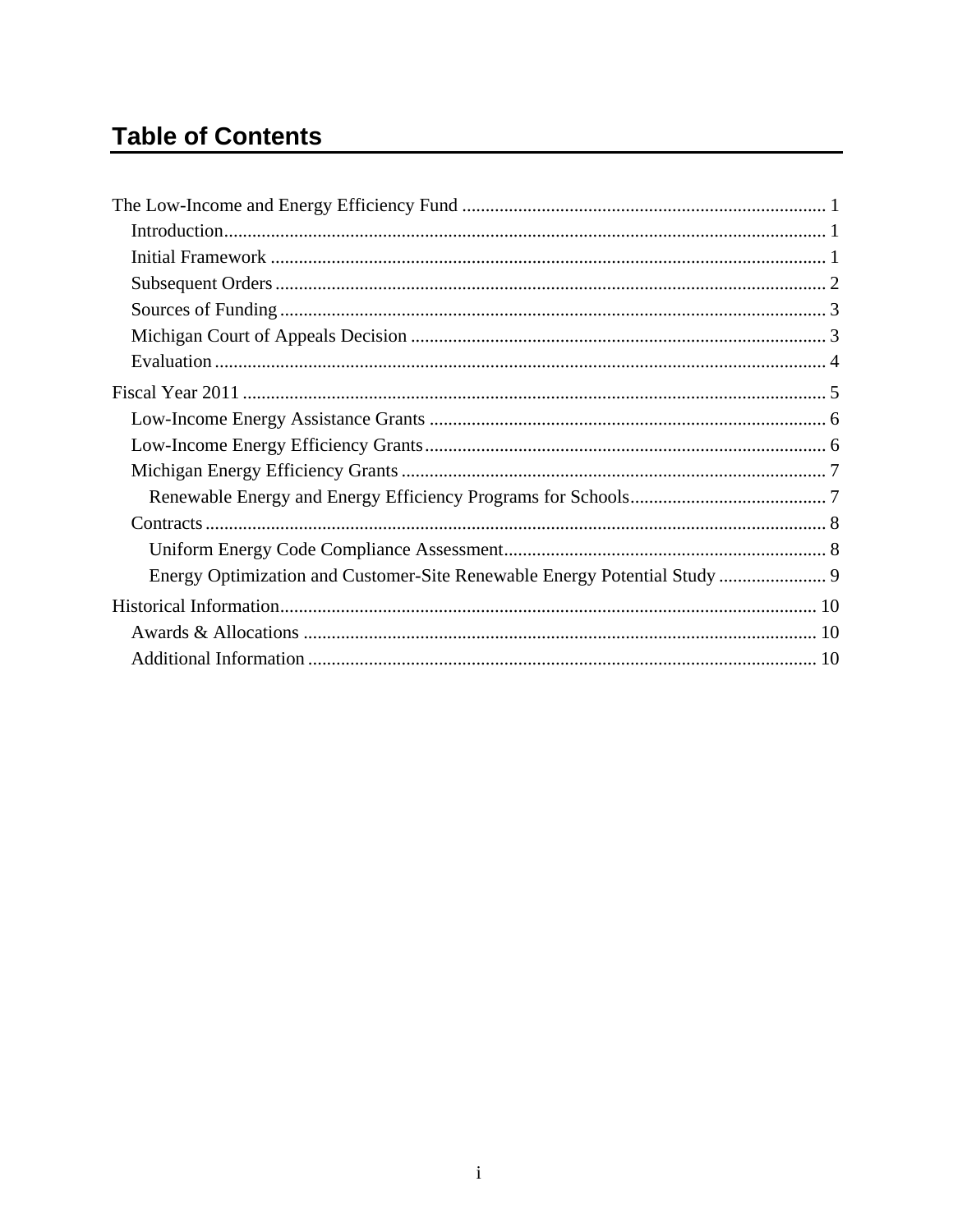# Table of Contents

The Low-Income and Energy Efficiency Fund ............................................................................. 1

- Introduction ................................................................................................................. 1
- Initial Framework ......................................................................................................... 1
- Subsequent Orders ........................................................................................................ 2
- Sources of Funding ....................................................................................................... 3
- Michigan Court of Appeals Decision ............................................................................ 3
- Evaluation .................................................................................................................... 4

Fiscal Year 2011 ............................................................................................................ 5

- Low-Income Energy Assistance Grants ........................................................................ 6
- Low-Income Energy Efficiency Grants ......................................................................... 6
- Michigan Energy Efficiency Grants ............................................................................. 7
  - Renewable Energy and Energy Efficiency Programs for Schools .............................. 7
- Contracts ...................................................................................................................... 8
  - Uniform Energy Code Compliance Assessment ........................................................ 8
  - Energy Optimization and Customer-Site Renewable Energy Potential Study ............. 9

Historical Information .................................................................................................... 10

- Awards & Allocations ................................................................................................. 10
- Additional Information ................................................................................................ 10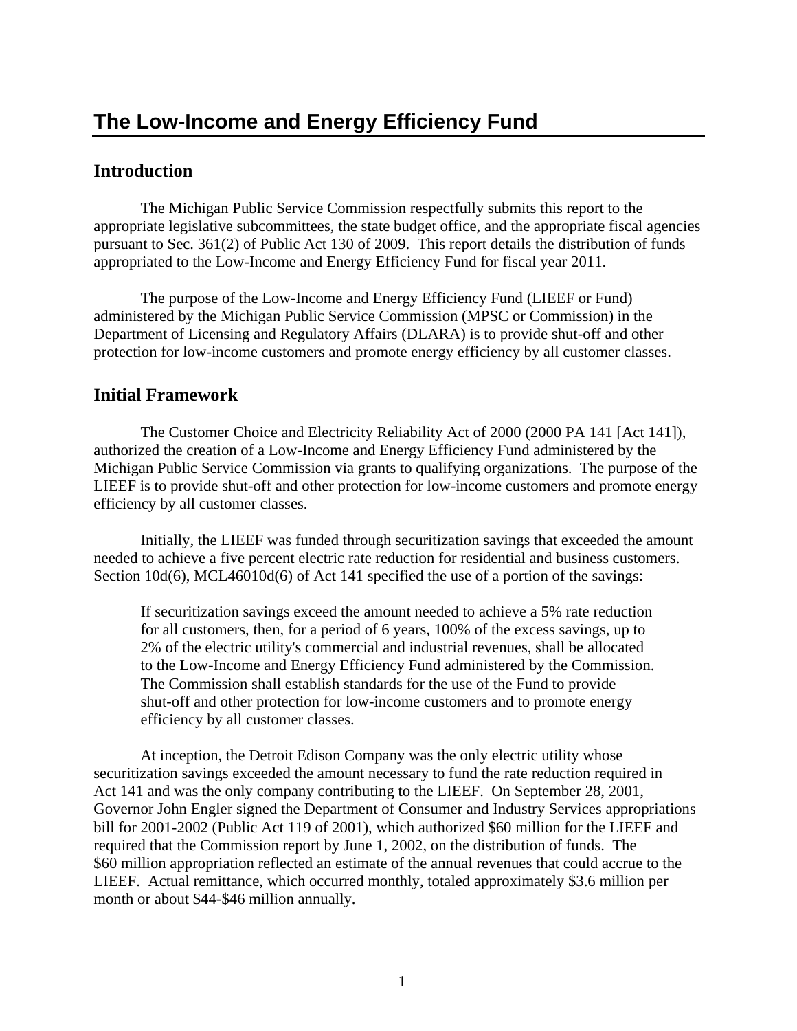# The Low-Income and Energy Efficiency Fund

## Introduction

The Michigan Public Service Commission respectfully submits this report to the appropriate legislative subcommittees, the state budget office, and the appropriate fiscal agencies pursuant to Sec. 361(2) of Public Act 130 of 2009. This report details the distribution of funds appropriated to the Low-Income and Energy Efficiency Fund for fiscal year 2011.

The purpose of the Low-Income and Energy Efficiency Fund (LIEEF or Fund) administered by the Michigan Public Service Commission (MPSC or Commission) in the Department of Licensing and Regulatory Affairs (DLARA) is to provide shut-off and other protection for low-income customers and promote energy efficiency by all customer classes.

## Initial Framework

The Customer Choice and Electricity Reliability Act of 2000 (2000 PA 141 [Act 141]), authorized the creation of a Low-Income and Energy Efficiency Fund administered by the Michigan Public Service Commission via grants to qualifying organizations. The purpose of the LIEEF is to provide shut-off and other protection for low-income customers and promote energy efficiency by all customer classes.

Initially, the LIEEF was funded through securitization savings that exceeded the amount needed to achieve a five percent electric rate reduction for residential and business customers. Section 10d(6), MCL46010d(6) of Act 141 specified the use of a portion of the savings:

> If securitization savings exceed the amount needed to achieve a 5% rate reduction for all customers, then, for a period of 6 years, 100% of the excess savings, up to 2% of the electric utility's commercial and industrial revenues, shall be allocated to the Low-Income and Energy Efficiency Fund administered by the Commission. The Commission shall establish standards for the use of the Fund to provide shut-off and other protection for low-income customers and to promote energy efficiency by all customer classes.

At inception, the Detroit Edison Company was the only electric utility whose securitization savings exceeded the amount necessary to fund the rate reduction required in Act 141 and was the only company contributing to the LIEEF. On September 28, 2001, Governor John Engler signed the Department of Consumer and Industry Services appropriations bill for 2001-2002 (Public Act 119 of 2001), which authorized $60 million for the LIEEF and required that the Commission report by June 1, 2002, on the distribution of funds. The $60 million appropriation reflected an estimate of the annual revenues that could accrue to the LIEEF. Actual remittance, which occurred monthly, totaled approximately $3.6 million per month or about $44-$46 million annually.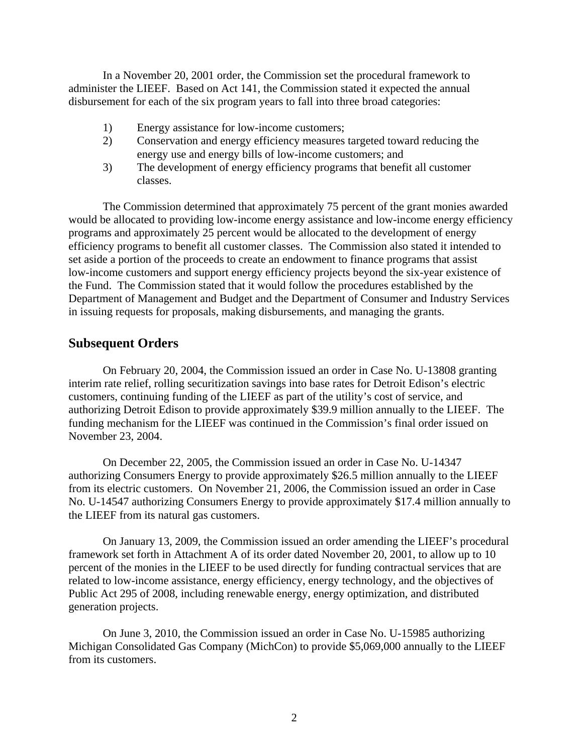In a November 20, 2001 order, the Commission set the procedural framework to administer the LIEEF. Based on Act 141, the Commission stated it expected the annual disbursement for each of the six program years to fall into three broad categories:

1) Energy assistance for low-income customers;
2) Conservation and energy efficiency measures targeted toward reducing the energy use and energy bills of low-income customers; and
3) The development of energy efficiency programs that benefit all customer classes.

The Commission determined that approximately 75 percent of the grant monies awarded would be allocated to providing low-income energy assistance and low-income energy efficiency programs and approximately 25 percent would be allocated to the development of energy efficiency programs to benefit all customer classes. The Commission also stated it intended to set aside a portion of the proceeds to create an endowment to finance programs that assist low-income customers and support energy efficiency projects beyond the six-year existence of the Fund. The Commission stated that it would follow the procedures established by the Department of Management and Budget and the Department of Consumer and Industry Services in issuing requests for proposals, making disbursements, and managing the grants.

## Subsequent Orders

On February 20, 2004, the Commission issued an order in Case No. U-13808 granting interim rate relief, rolling securitization savings into base rates for Detroit Edison's electric customers, continuing funding of the LIEEF as part of the utility's cost of service, and authorizing Detroit Edison to provide approximately $39.9 million annually to the LIEEF. The funding mechanism for the LIEEF was continued in the Commission's final order issued on November 23, 2004.

On December 22, 2005, the Commission issued an order in Case No. U-14347 authorizing Consumers Energy to provide approximately $26.5 million annually to the LIEEF from its electric customers. On November 21, 2006, the Commission issued an order in Case No. U-14547 authorizing Consumers Energy to provide approximately $17.4 million annually to the LIEEF from its natural gas customers.

On January 13, 2009, the Commission issued an order amending the LIEEF's procedural framework set forth in Attachment A of its order dated November 20, 2001, to allow up to 10 percent of the monies in the LIEEF to be used directly for funding contractual services that are related to low-income assistance, energy efficiency, energy technology, and the objectives of Public Act 295 of 2008, including renewable energy, energy optimization, and distributed generation projects.

On June 3, 2010, the Commission issued an order in Case No. U-15985 authorizing Michigan Consolidated Gas Company (MichCon) to provide $5,069,000 annually to the LIEEF from its customers.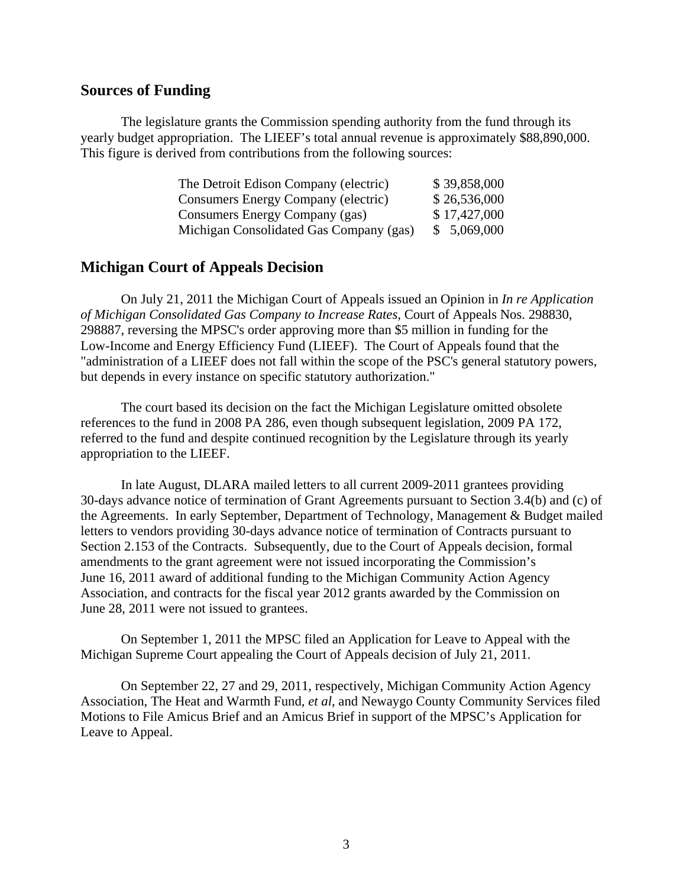## Sources of Funding

The legislature grants the Commission spending authority from the fund through its yearly budget appropriation. The LIEEF's total annual revenue is approximately $88,890,000. This figure is derived from contributions from the following sources:

| | |
|---|---|
| The Detroit Edison Company (electric) | $ 39,858,000 |
| Consumers Energy Company (electric) | $ 26,536,000 |
| Consumers Energy Company (gas) | $ 17,427,000 |
| Michigan Consolidated Gas Company (gas) | $ 5,069,000 |

## Michigan Court of Appeals Decision

On July 21, 2011 the Michigan Court of Appeals issued an Opinion in *In re Application of Michigan Consolidated Gas Company to Increase Rates,* Court of Appeals Nos. 298830, 298887, reversing the MPSC's order approving more than $5 million in funding for the Low-Income and Energy Efficiency Fund (LIEEF). The Court of Appeals found that the "administration of a LIEEF does not fall within the scope of the PSC's general statutory powers, but depends in every instance on specific statutory authorization."

The court based its decision on the fact the Michigan Legislature omitted obsolete references to the fund in 2008 PA 286, even though subsequent legislation, 2009 PA 172, referred to the fund and despite continued recognition by the Legislature through its yearly appropriation to the LIEEF.

In late August, DLARA mailed letters to all current 2009-2011 grantees providing 30-days advance notice of termination of Grant Agreements pursuant to Section 3.4(b) and (c) of the Agreements. In early September, Department of Technology, Management & Budget mailed letters to vendors providing 30-days advance notice of termination of Contracts pursuant to Section 2.153 of the Contracts. Subsequently, due to the Court of Appeals decision, formal amendments to the grant agreement were not issued incorporating the Commission's June 16, 2011 award of additional funding to the Michigan Community Action Agency Association, and contracts for the fiscal year 2012 grants awarded by the Commission on June 28, 2011 were not issued to grantees.

On September 1, 2011 the MPSC filed an Application for Leave to Appeal with the Michigan Supreme Court appealing the Court of Appeals decision of July 21, 2011.

On September 22, 27 and 29, 2011, respectively, Michigan Community Action Agency Association, The Heat and Warmth Fund, *et al*, and Newaygo County Community Services filed Motions to File Amicus Brief and an Amicus Brief in support of the MPSC's Application for Leave to Appeal.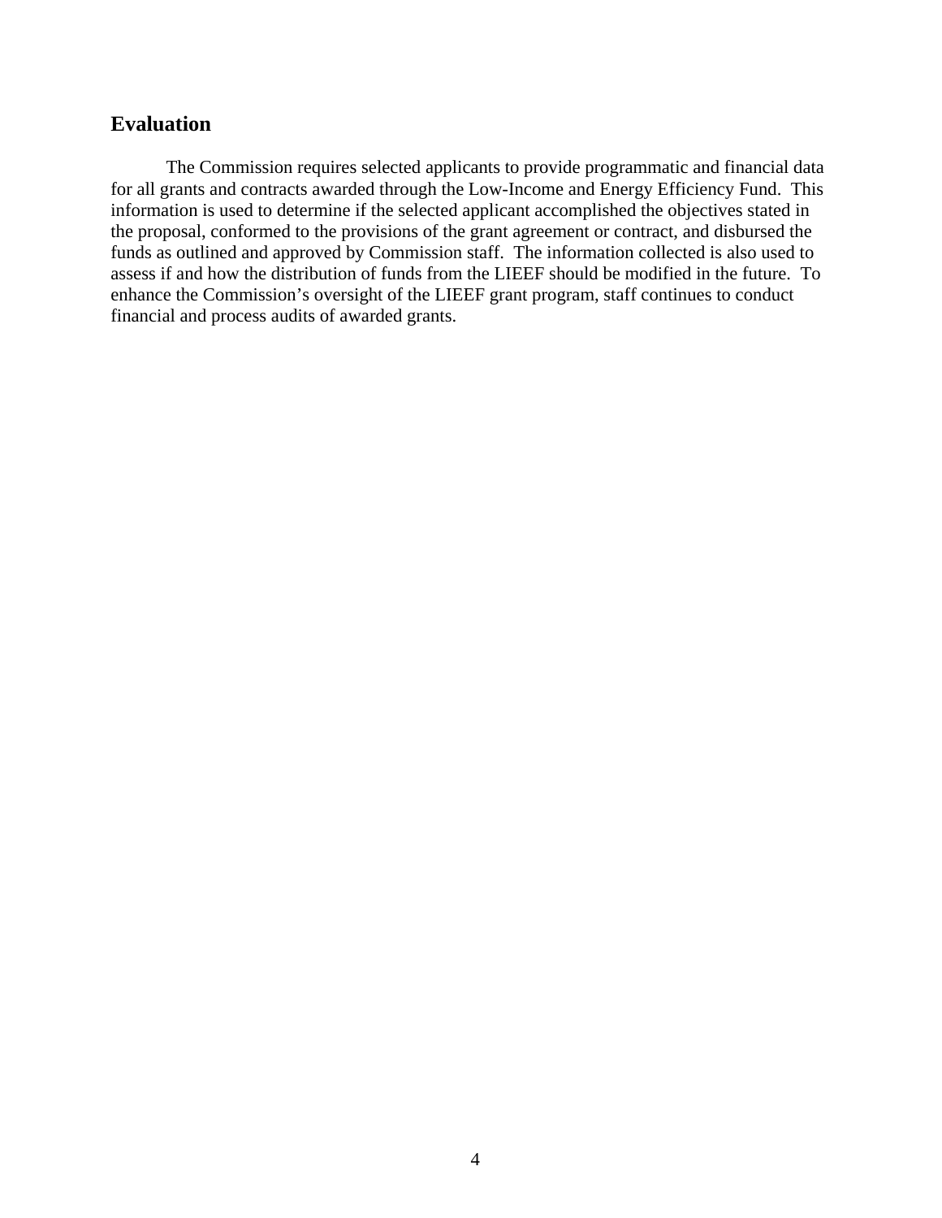## Evaluation

The Commission requires selected applicants to provide programmatic and financial data for all grants and contracts awarded through the Low-Income and Energy Efficiency Fund. This information is used to determine if the selected applicant accomplished the objectives stated in the proposal, conformed to the provisions of the grant agreement or contract, and disbursed the funds as outlined and approved by Commission staff. The information collected is also used to assess if and how the distribution of funds from the LIEEF should be modified in the future. To enhance the Commission's oversight of the LIEEF grant program, staff continues to conduct financial and process audits of awarded grants.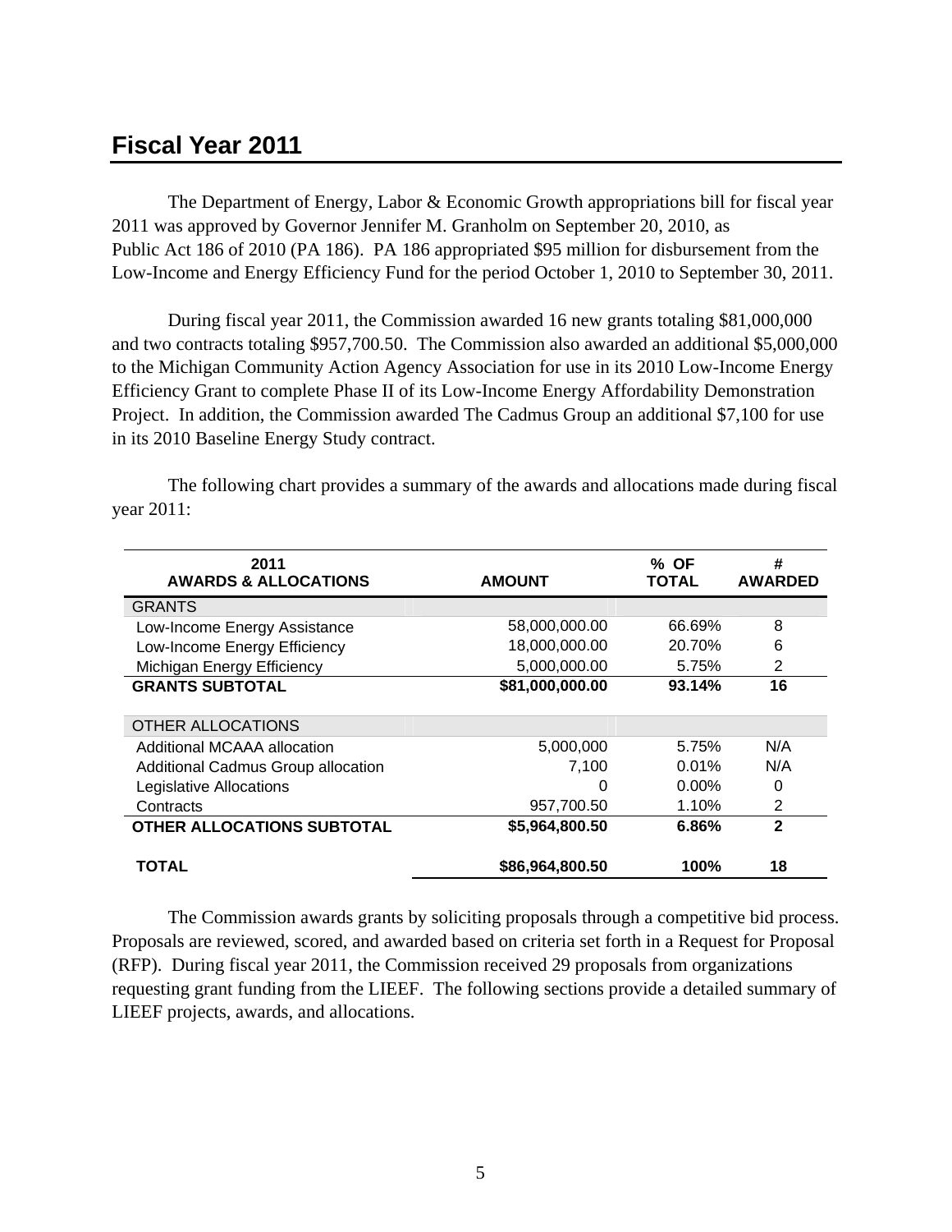## Fiscal Year 2011

The Department of Energy, Labor & Economic Growth appropriations bill for fiscal year 2011 was approved by Governor Jennifer M. Granholm on September 20, 2010, as Public Act 186 of 2010 (PA 186). PA 186 appropriated $95 million for disbursement from the Low-Income and Energy Efficiency Fund for the period October 1, 2010 to September 30, 2011.

During fiscal year 2011, the Commission awarded 16 new grants totaling $81,000,000 and two contracts totaling $957,700.50. The Commission also awarded an additional $5,000,000 to the Michigan Community Action Agency Association for use in its 2010 Low-Income Energy Efficiency Grant to complete Phase II of its Low-Income Energy Affordability Demonstration Project. In addition, the Commission awarded The Cadmus Group an additional $7,100 for use in its 2010 Baseline Energy Study contract.

The following chart provides a summary of the awards and allocations made during fiscal year 2011:

| 2011 AWARDS & ALLOCATIONS | AMOUNT | % OF TOTAL | # AWARDED |
|---|---|---|---|
| GRANTS | | | |
| Low-Income Energy Assistance | 58,000,000.00 | 66.69% | 8 |
| Low-Income Energy Efficiency | 18,000,000.00 | 20.70% | 6 |
| Michigan Energy Efficiency | 5,000,000.00 | 5.75% | 2 |
| **GRANTS SUBTOTAL** | **$81,000,000.00** | **93.14%** | **16** |
| OTHER ALLOCATIONS | | | |
| Additional MCAAA allocation | 5,000,000 | 5.75% | N/A |
| Additional Cadmus Group allocation | 7,100 | 0.01% | N/A |
| Legislative Allocations | 0 | 0.00% | 0 |
| Contracts | 957,700.50 | 1.10% | 2 |
| **OTHER ALLOCATIONS SUBTOTAL** | **$5,964,800.50** | **6.86%** | **2** |
| **TOTAL** | **$86,964,800.50** | **100%** | **18** |

The Commission awards grants by soliciting proposals through a competitive bid process. Proposals are reviewed, scored, and awarded based on criteria set forth in a Request for Proposal (RFP). During fiscal year 2011, the Commission received 29 proposals from organizations requesting grant funding from the LIEEF. The following sections provide a detailed summary of LIEEF projects, awards, and allocations.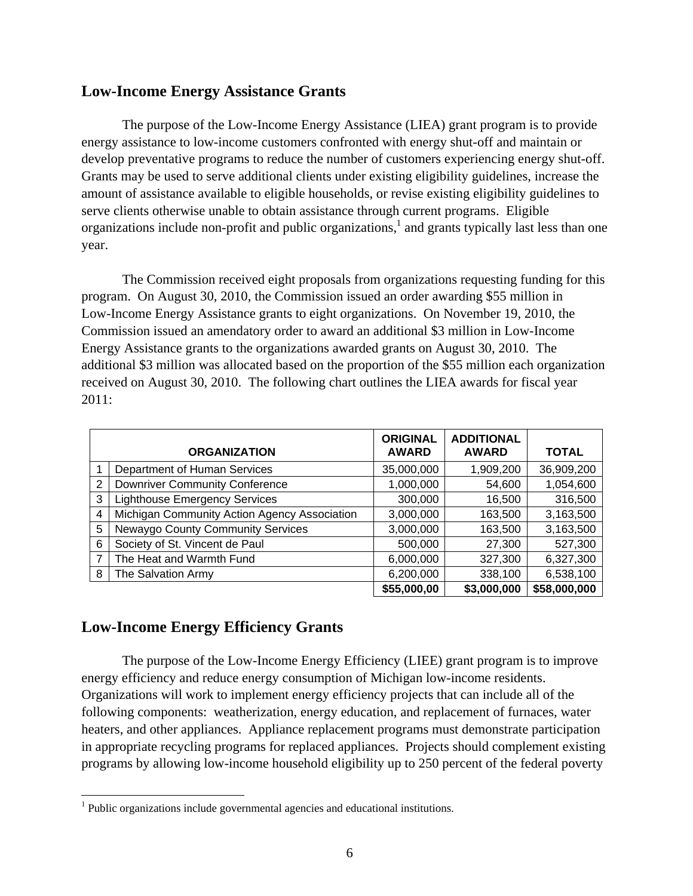## Low-Income Energy Assistance Grants

The purpose of the Low-Income Energy Assistance (LIEA) grant program is to provide energy assistance to low-income customers confronted with energy shut-off and maintain or develop preventative programs to reduce the number of customers experiencing energy shut-off. Grants may be used to serve additional clients under existing eligibility guidelines, increase the amount of assistance available to eligible households, or revise existing eligibility guidelines to serve clients otherwise unable to obtain assistance through current programs. Eligible organizations include non-profit and public organizations,[1] and grants typically last less than one year.

The Commission received eight proposals from organizations requesting funding for this program. On August 30, 2010, the Commission issued an order awarding $55 million in Low-Income Energy Assistance grants to eight organizations. On November 19, 2010, the Commission issued an amendatory order to award an additional $3 million in Low-Income Energy Assistance grants to the organizations awarded grants on August 30, 2010. The additional $3 million was allocated based on the proportion of the $55 million each organization received on August 30, 2010. The following chart outlines the LIEA awards for fiscal year 2011:

| | ORGANIZATION | ORIGINAL AWARD | ADDITIONAL AWARD | TOTAL |
|---|---|---|---|---|
| 1 | Department of Human Services | 35,000,000 | 1,909,200 | 36,909,200 |
| 2 | Downriver Community Conference | 1,000,000 | 54,600 | 1,054,600 |
| 3 | Lighthouse Emergency Services | 300,000 | 16,500 | 316,500 |
| 4 | Michigan Community Action Agency Association | 3,000,000 | 163,500 | 3,163,500 |
| 5 | Newaygo County Community Services | 3,000,000 | 163,500 | 3,163,500 |
| 6 | Society of St. Vincent de Paul | 500,000 | 27,300 | 527,300 |
| 7 | The Heat and Warmth Fund | 6,000,000 | 327,300 | 6,327,300 |
| 8 | The Salvation Army | 6,200,000 | 338,100 | 6,538,100 |
| | | **$55,000,00** | **$3,000,000** | **$58,000,000** |

## Low-Income Energy Efficiency Grants

The purpose of the Low-Income Energy Efficiency (LIEE) grant program is to improve energy efficiency and reduce energy consumption of Michigan low-income residents. Organizations will work to implement energy efficiency projects that can include all of the following components: weatherization, energy education, and replacement of furnaces, water heaters, and other appliances. Appliance replacement programs must demonstrate participation in appropriate recycling programs for replaced appliances. Projects should complement existing programs by allowing low-income household eligibility up to 250 percent of the federal poverty

[1] Public organizations include governmental agencies and educational institutions.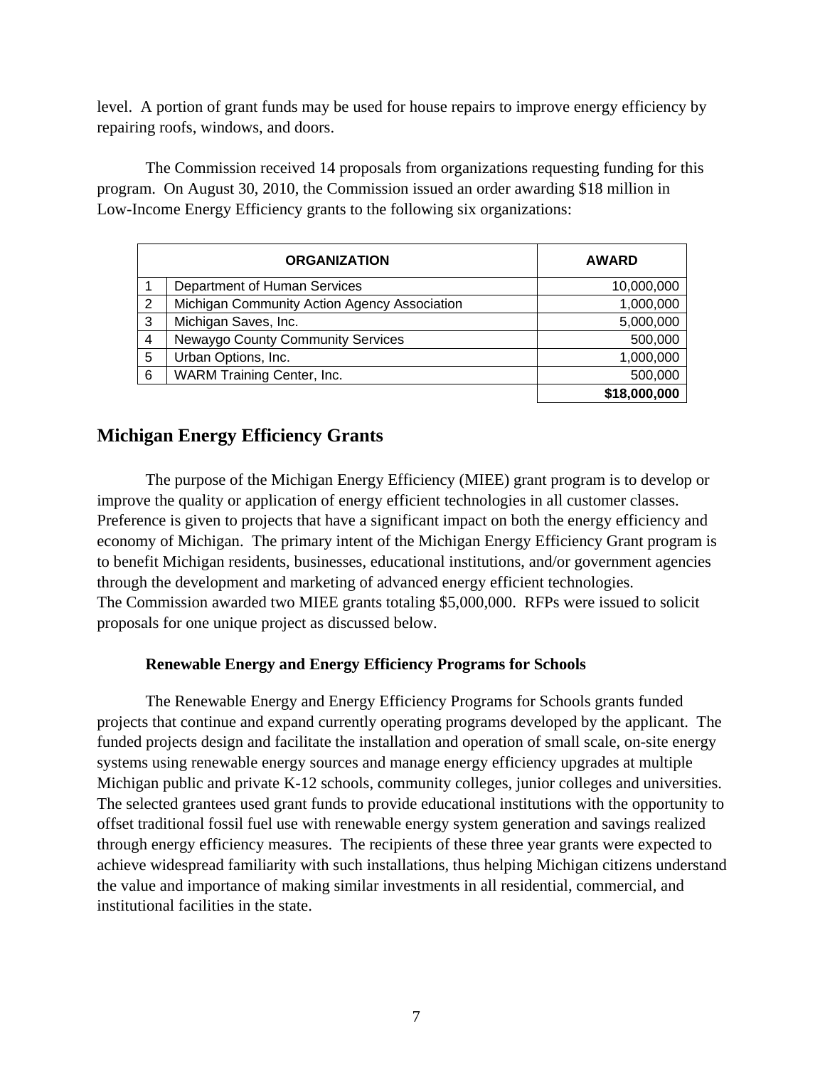level. A portion of grant funds may be used for house repairs to improve energy efficiency by repairing roofs, windows, and doors.

The Commission received 14 proposals from organizations requesting funding for this program. On August 30, 2010, the Commission issued an order awarding $18 million in Low-Income Energy Efficiency grants to the following six organizations:

| | ORGANIZATION | AWARD |
|---|---|---|
| 1 | Department of Human Services | 10,000,000 |
| 2 | Michigan Community Action Agency Association | 1,000,000 |
| 3 | Michigan Saves, Inc. | 5,000,000 |
| 4 | Newaygo County Community Services | 500,000 |
| 5 | Urban Options, Inc. | 1,000,000 |
| 6 | WARM Training Center, Inc. | 500,000 |
| | | **$18,000,000** |

## Michigan Energy Efficiency Grants

The purpose of the Michigan Energy Efficiency (MIEE) grant program is to develop or improve the quality or application of energy efficient technologies in all customer classes. Preference is given to projects that have a significant impact on both the energy efficiency and economy of Michigan. The primary intent of the Michigan Energy Efficiency Grant program is to benefit Michigan residents, businesses, educational institutions, and/or government agencies through the development and marketing of advanced energy efficient technologies.
The Commission awarded two MIEE grants totaling $5,000,000. RFPs were issued to solicit proposals for one unique project as discussed below.

### Renewable Energy and Energy Efficiency Programs for Schools

The Renewable Energy and Energy Efficiency Programs for Schools grants funded projects that continue and expand currently operating programs developed by the applicant. The funded projects design and facilitate the installation and operation of small scale, on-site energy systems using renewable energy sources and manage energy efficiency upgrades at multiple Michigan public and private K-12 schools, community colleges, junior colleges and universities. The selected grantees used grant funds to provide educational institutions with the opportunity to offset traditional fossil fuel use with renewable energy system generation and savings realized through energy efficiency measures. The recipients of these three year grants were expected to achieve widespread familiarity with such installations, thus helping Michigan citizens understand the value and importance of making similar investments in all residential, commercial, and institutional facilities in the state.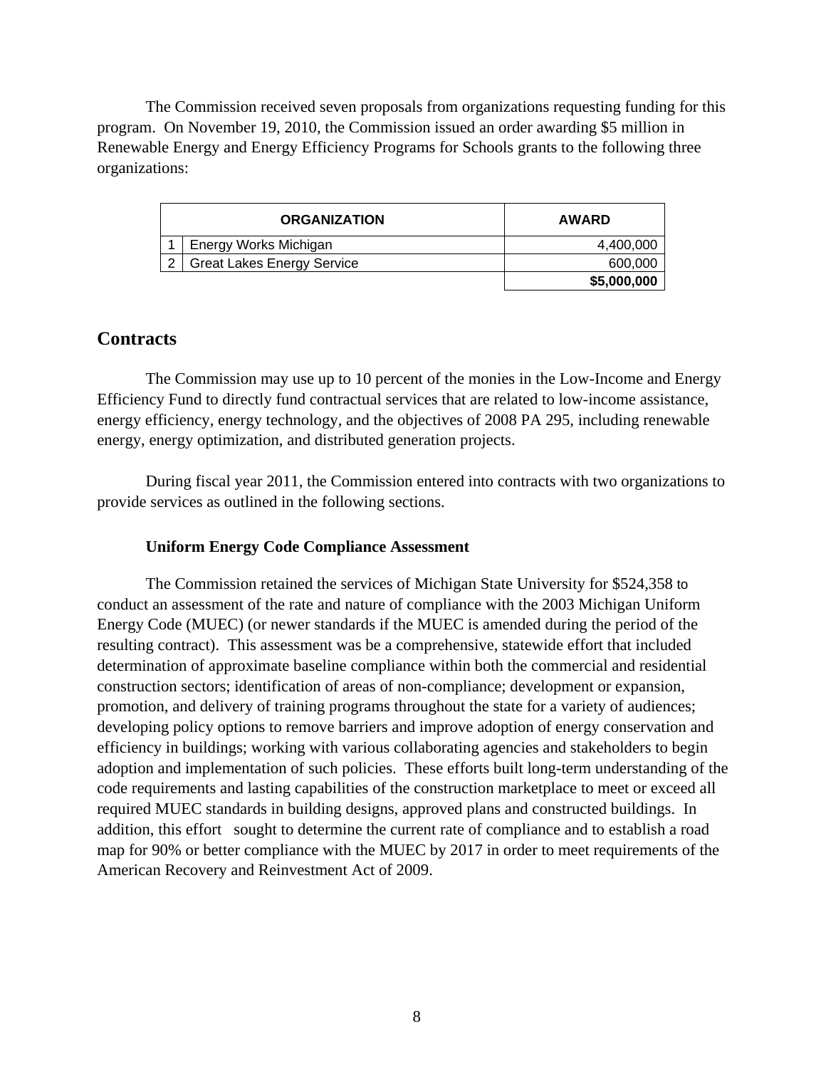The Commission received seven proposals from organizations requesting funding for this program. On November 19, 2010, the Commission issued an order awarding $5 million in Renewable Energy and Energy Efficiency Programs for Schools grants to the following three organizations:

| | ORGANIZATION | AWARD |
|---|---|---|
| 1 | Energy Works Michigan | 4,400,000 |
| 2 | Great Lakes Energy Service | 600,000 |
| | | **$5,000,000** |

## Contracts

The Commission may use up to 10 percent of the monies in the Low-Income and Energy Efficiency Fund to directly fund contractual services that are related to low-income assistance, energy efficiency, energy technology, and the objectives of 2008 PA 295, including renewable energy, energy optimization, and distributed generation projects.

During fiscal year 2011, the Commission entered into contracts with two organizations to provide services as outlined in the following sections.

### Uniform Energy Code Compliance Assessment

The Commission retained the services of Michigan State University for $524,358 to conduct an assessment of the rate and nature of compliance with the 2003 Michigan Uniform Energy Code (MUEC) (or newer standards if the MUEC is amended during the period of the resulting contract). This assessment was be a comprehensive, statewide effort that included determination of approximate baseline compliance within both the commercial and residential construction sectors; identification of areas of non-compliance; development or expansion, promotion, and delivery of training programs throughout the state for a variety of audiences; developing policy options to remove barriers and improve adoption of energy conservation and efficiency in buildings; working with various collaborating agencies and stakeholders to begin adoption and implementation of such policies. These efforts built long-term understanding of the code requirements and lasting capabilities of the construction marketplace to meet or exceed all required MUEC standards in building designs, approved plans and constructed buildings. In addition, this effort sought to determine the current rate of compliance and to establish a road map for 90% or better compliance with the MUEC by 2017 in order to meet requirements of the American Recovery and Reinvestment Act of 2009.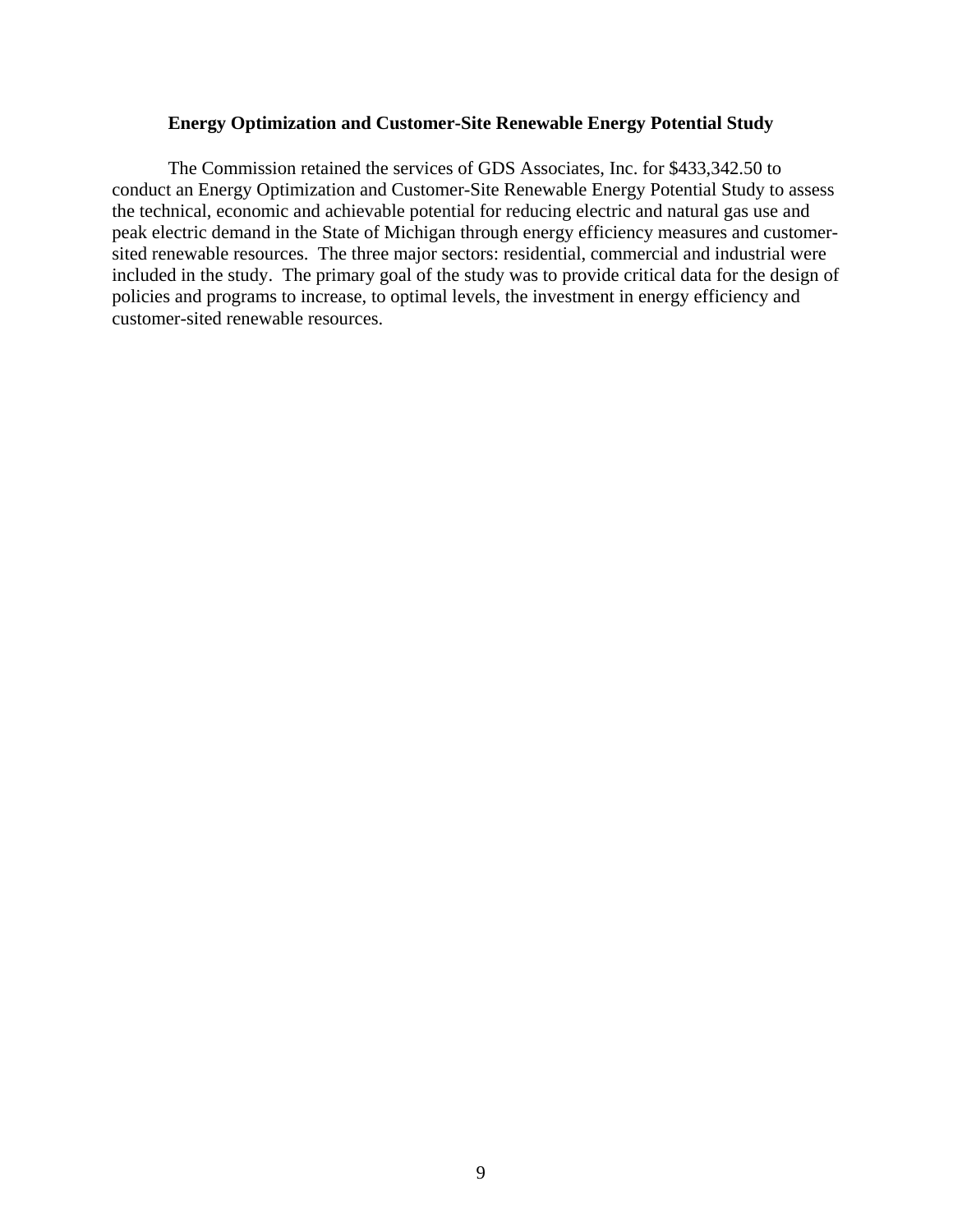### Energy Optimization and Customer-Site Renewable Energy Potential Study

The Commission retained the services of GDS Associates, Inc. for $433,342.50 to conduct an Energy Optimization and Customer-Site Renewable Energy Potential Study to assess the technical, economic and achievable potential for reducing electric and natural gas use and peak electric demand in the State of Michigan through energy efficiency measures and customer-sited renewable resources. The three major sectors: residential, commercial and industrial were included in the study. The primary goal of the study was to provide critical data for the design of policies and programs to increase, to optimal levels, the investment in energy efficiency and customer-sited renewable resources.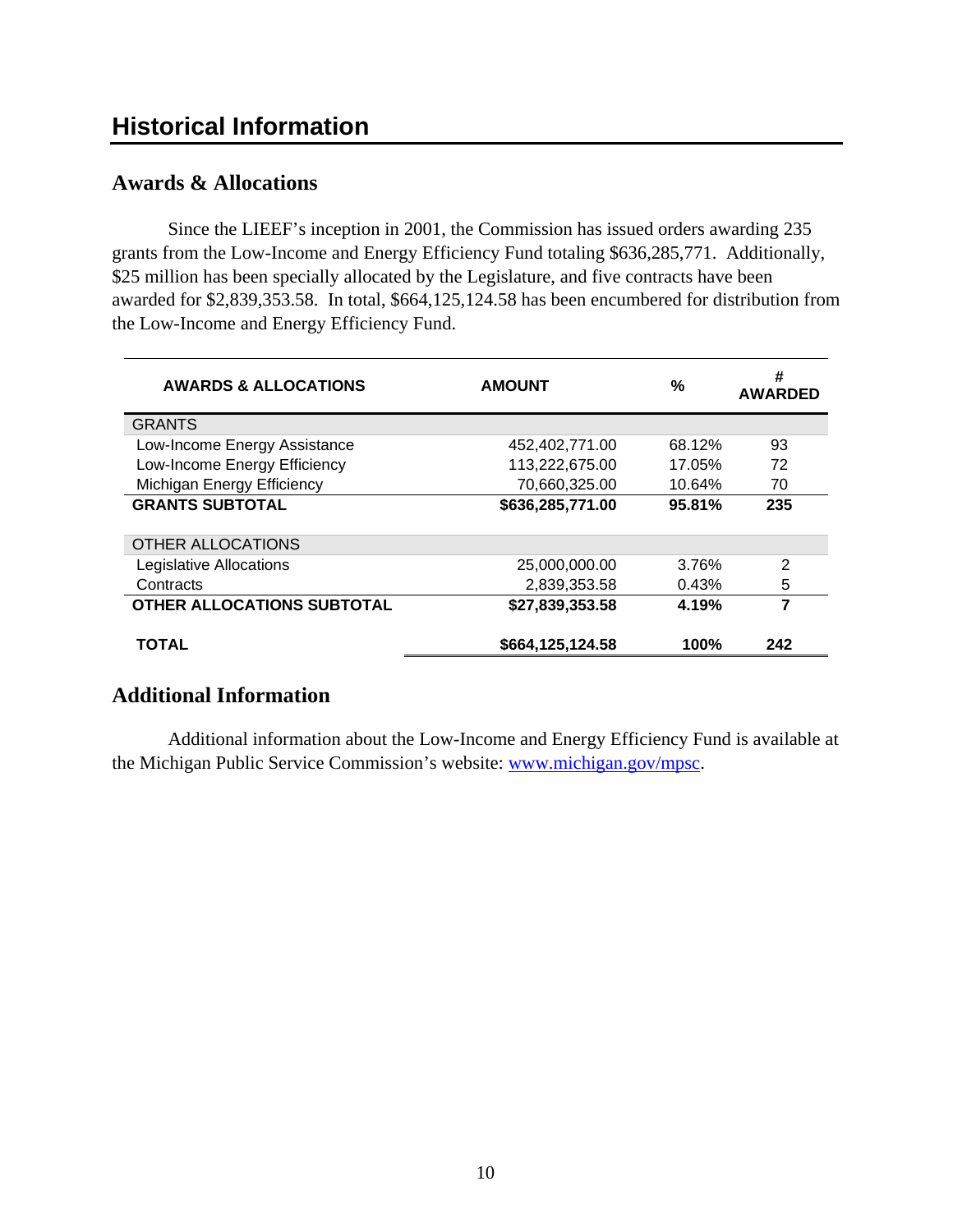# Historical Information

## Awards & Allocations

Since the LIEEF's inception in 2001, the Commission has issued orders awarding 235 grants from the Low-Income and Energy Efficiency Fund totaling $636,285,771. Additionally, $25 million has been specially allocated by the Legislature, and five contracts have been awarded for $2,839,353.58. In total, $664,125,124.58 has been encumbered for distribution from the Low-Income and Energy Efficiency Fund.

| AWARDS & ALLOCATIONS | AMOUNT | % | # AWARDED |
|---|---|---|---|
| GRANTS | | | |
| Low-Income Energy Assistance | 452,402,771.00 | 68.12% | 93 |
| Low-Income Energy Efficiency | 113,222,675.00 | 17.05% | 72 |
| Michigan Energy Efficiency | 70,660,325.00 | 10.64% | 70 |
| **GRANTS SUBTOTAL** | **$636,285,771.00** | **95.81%** | **235** |
| OTHER ALLOCATIONS | | | |
| Legislative Allocations | 25,000,000.00 | 3.76% | 2 |
| Contracts | 2,839,353.58 | 0.43% | 5 |
| **OTHER ALLOCATIONS SUBTOTAL** | **$27,839,353.58** | **4.19%** | **7** |
| **TOTAL** | **$664,125,124.58** | **100%** | **242** |

## Additional Information

Additional information about the Low-Income and Energy Efficiency Fund is available at the Michigan Public Service Commission's website: [www.michigan.gov/mpsc](www.michigan.gov/mpsc).